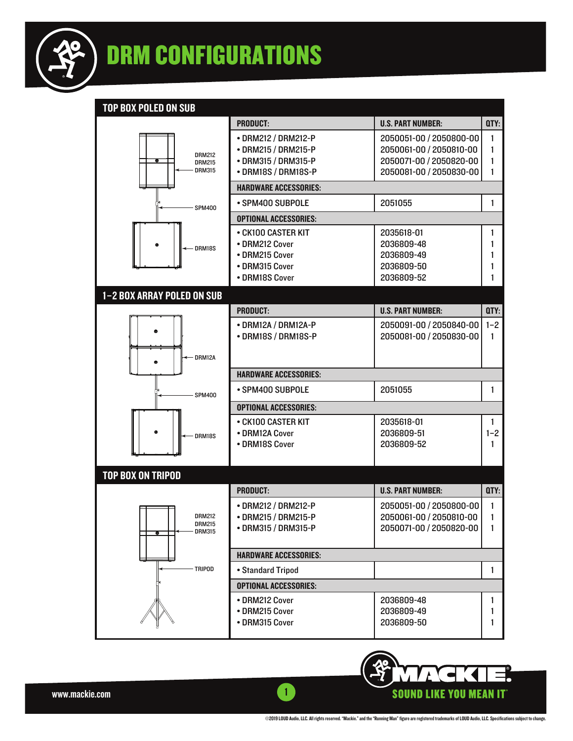# DRM CONFIGURATIONS

## TOP BOX POLED ON SUB

DRM212 / DRM215 / DRM315 — SPM400 — DRM18S

| PRODUCT: | U.S. PART NUMBER: | QTY: |
|---|---|---|
| • DRM212 / DRM212-P | 2050051-00 / 2050800-00 | 1 |
| • DRM215 / DRM215-P | 2050061-00 / 2050810-00 | 1 |
| • DRM315 / DRM315-P | 2050071-00 / 2050820-00 | 1 |
| • DRM18S / DRM18S-P | 2050081-00 / 2050830-00 | 1 |
| **HARDWARE ACCESSORIES:** | | |
| • SPM400 SUBPOLE | 2051055 | 1 |
| **OPTIONAL ACCESSORIES:** | | |
| • CK100 CASTER KIT | 2035618-01 | 1 |
| • DRM212 Cover | 2036809-48 | 1 |
| • DRM215 Cover | 2036809-49 | 1 |
| • DRM315 Cover | 2036809-50 | 1 |
| • DRM18S Cover | 2036809-52 | 1 |

## 1–2 BOX ARRAY POLED ON SUB

DRM12A — SPM400 — DRM18S

| PRODUCT: | U.S. PART NUMBER: | QTY: |
|---|---|---|
| • DRM12A / DRM12A-P | 2050091-00 / 2050840-00 | 1–2 |
| • DRM18S / DRM18S-P | 2050081-00 / 2050830-00 | 1 |
| **HARDWARE ACCESSORIES:** | | |
| • SPM400 SUBPOLE | 2051055 | 1 |
| **OPTIONAL ACCESSORIES:** | | |
| • CK100 CASTER KIT | 2035618-01 | 1 |
| • DRM12A Cover | 2036809-51 | 1–2 |
| • DRM18S Cover | 2036809-52 | 1 |

## TOP BOX ON TRIPOD

DRM212 / DRM215 / DRM315 — TRIPOD

| PRODUCT: | U.S. PART NUMBER: | QTY: |
|---|---|---|
| • DRM212 / DRM212-P | 2050051-00 / 2050800-00 | 1 |
| • DRM215 / DRM215-P | 2050061-00 / 2050810-00 | 1 |
| • DRM315 / DRM315-P | 2050071-00 / 2050820-00 | 1 |
| **HARDWARE ACCESSORIES:** | | |
| • Standard Tripod | | 1 |
| **OPTIONAL ACCESSORIES:** | | |
| • DRM212 Cover | 2036809-48 | 1 |
| • DRM215 Cover | 2036809-49 | 1 |
| • DRM315 Cover | 2036809-50 | 1 |

www.mackie.com

MACKIE. SOUND LIKE YOU MEAN IT®

©2019 LOUD Audio, LLC. All rights reserved. "Mackie." and the "Running Man" figure are registered trademarks of LOUD Audio, LLC. Specifications subject to change.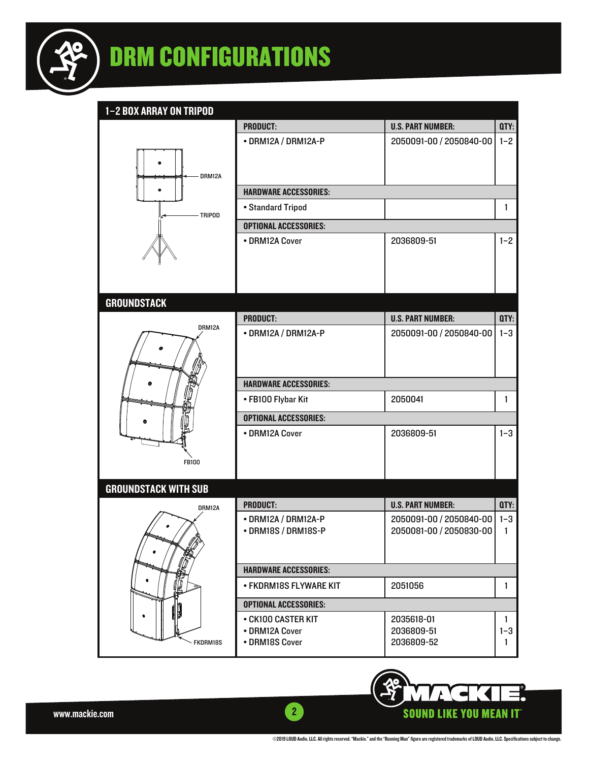# DRM CONFIGURATIONS

## 1–2 BOX ARRAY ON TRIPOD

DRM12A

TRIPOD

| PRODUCT: | U.S. PART NUMBER: | QTY: |
|---|---|---|
| • DRM12A / DRM12A-P | 2050091-00 / 2050840-00 | 1–2 |
| **HARDWARE ACCESSORIES:** | | |
| • Standard Tripod | | 1 |
| **OPTIONAL ACCESSORIES:** | | |
| • DRM12A Cover | 2036809-51 | 1–2 |

## GROUNDSTACK

DRM12A

FB100

| PRODUCT: | U.S. PART NUMBER: | QTY: |
|---|---|---|
| • DRM12A / DRM12A-P | 2050091-00 / 2050840-00 | 1–3 |
| **HARDWARE ACCESSORIES:** | | |
| • FB100 Flybar Kit | 2050041 | 1 |
| **OPTIONAL ACCESSORIES:** | | |
| • DRM12A Cover | 2036809-51 | 1–3 |

## GROUNDSTACK WITH SUB

DRM12A

FKDRM18S

| PRODUCT: | U.S. PART NUMBER: | QTY: |
|---|---|---|
| • DRM12A / DRM12A-P | 2050091-00 / 2050840-00 | 1–3 |
| • DRM18S / DRM18S-P | 2050081-00 / 2050830-00 | 1 |
| **HARDWARE ACCESSORIES:** | | |
| • FKDRM18S FLYWARE KIT | 2051056 | 1 |
| **OPTIONAL ACCESSORIES:** | | |
| • CK100 CASTER KIT | 2035618-01 | 1 |
| • DRM12A Cover | 2036809-51 | 1–3 |
| • DRM18S Cover | 2036809-52 | 1 |

www.mackie.com

MACKIE. SOUND LIKE YOU MEAN IT®

©2019 LOUD Audio, LLC. All rights reserved. "Mackie." and the "Running Man" figure are registered trademarks of LOUD Audio, LLC. Specifications subject to change.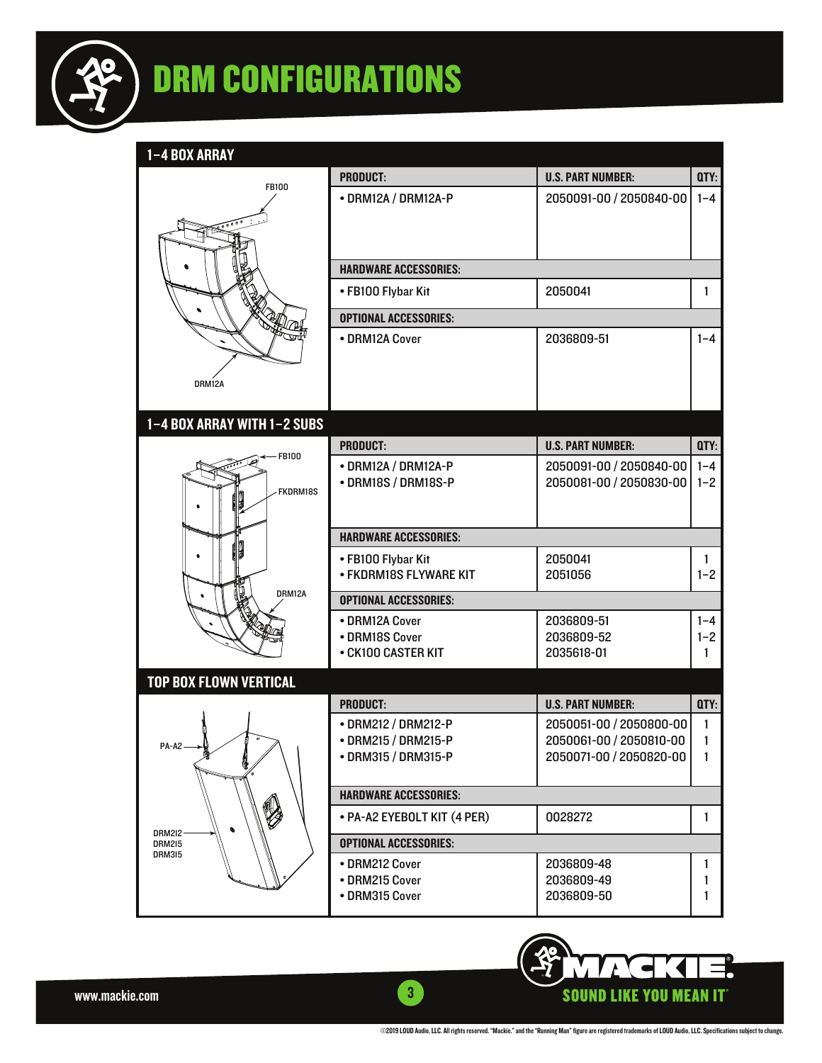# DRM CONFIGURATIONS

## 1–4 BOX ARRAY

FB100

DRM12A

| PRODUCT: | U.S. PART NUMBER: | QTY: |
|---|---|---|
| • DRM12A / DRM12A-P | 2050091-00 / 2050840-00 | 1–4 |
| **HARDWARE ACCESSORIES:** | | |
| • FB100 Flybar Kit | 2050041 | 1 |
| **OPTIONAL ACCESSORIES:** | | |
| • DRM12A Cover | 2036809-51 | 1–4 |

## 1–4 BOX ARRAY WITH 1–2 SUBS

FB100

FKDRM18S

DRM12A

| PRODUCT: | U.S. PART NUMBER: | QTY: |
|---|---|---|
| • DRM12A / DRM12A-P | 2050091-00 / 2050840-00 | 1–4 |
| • DRM18S / DRM18S-P | 2050081-00 / 2050830-00 | 1–2 |
| **HARDWARE ACCESSORIES:** | | |
| • FB100 Flybar Kit | 2050041 | 1 |
| • FKDRM18S FLYWARE KIT | 2051056 | 1–2 |
| **OPTIONAL ACCESSORIES:** | | |
| • DRM12A Cover | 2036809-51 | 1–4 |
| • DRM18S Cover | 2036809-52 | 1–2 |
| • CK100 CASTER KIT | 2035618-01 | 1 |

## TOP BOX FLOWN VERTICAL

PA-A2

DRM212
DRM215
DRM315

| PRODUCT: | U.S. PART NUMBER: | QTY: |
|---|---|---|
| • DRM212 / DRM212-P | 2050051-00 / 2050800-00 | 1 |
| • DRM215 / DRM215-P | 2050061-00 / 2050810-00 | 1 |
| • DRM315 / DRM315-P | 2050071-00 / 2050820-00 | 1 |
| **HARDWARE ACCESSORIES:** | | |
| • PA-A2 EYEBOLT KIT (4 PER) | 0028272 | 1 |
| **OPTIONAL ACCESSORIES:** | | |
| • DRM212 Cover | 2036809-48 | 1 |
| • DRM215 Cover | 2036809-49 | 1 |
| • DRM315 Cover | 2036809-50 | 1 |

www.mackie.com

MACKIE® SOUND LIKE YOU MEAN IT®

©2019 LOUD Audio, LLC. All rights reserved. "Mackie." and the "Running Man" figure are registered trademarks of LOUD Audio, LLC. Specifications subject to change.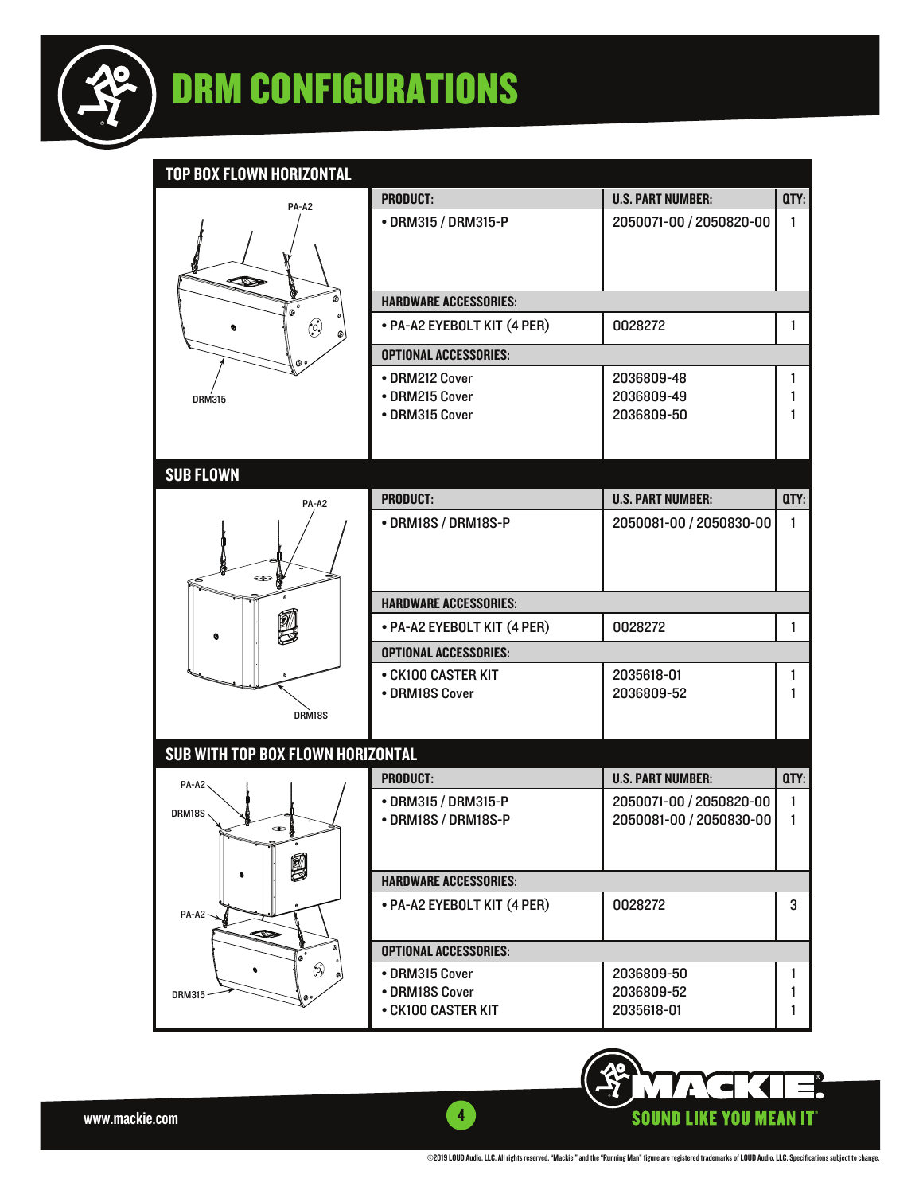# DRM CONFIGURATIONS

## TOP BOX FLOWN HORIZONTAL

PA-A2

DRM315

| PRODUCT: | U.S. PART NUMBER: | QTY: |
|---|---|---|
| • DRM315 / DRM315-P | 2050071-00 / 2050820-00 | 1 |
| **HARDWARE ACCESSORIES:** | | |
| • PA-A2 EYEBOLT KIT (4 PER) | 0028272 | 1 |
| **OPTIONAL ACCESSORIES:** | | |
| • DRM212 Cover | 2036809-48 | 1 |
| • DRM215 Cover | 2036809-49 | 1 |
| • DRM315 Cover | 2036809-50 | 1 |

## SUB FLOWN

PA-A2

DRM18S

| PRODUCT: | U.S. PART NUMBER: | QTY: |
|---|---|---|
| • DRM18S / DRM18S-P | 2050081-00 / 2050830-00 | 1 |
| **HARDWARE ACCESSORIES:** | | |
| • PA-A2 EYEBOLT KIT (4 PER) | 0028272 | 1 |
| **OPTIONAL ACCESSORIES:** | | |
| • CK100 CASTER KIT | 2035618-01 | 1 |
| • DRM18S Cover | 2036809-52 | 1 |

## SUB WITH TOP BOX FLOWN HORIZONTAL

PA-A2

DRM18S

PA-A2

DRM315

| PRODUCT: | U.S. PART NUMBER: | QTY: |
|---|---|---|
| • DRM315 / DRM315-P | 2050071-00 / 2050820-00 | 1 |
| • DRM18S / DRM18S-P | 2050081-00 / 2050830-00 | 1 |
| **HARDWARE ACCESSORIES:** | | |
| • PA-A2 EYEBOLT KIT (4 PER) | 0028272 | 3 |
| **OPTIONAL ACCESSORIES:** | | |
| • DRM315 Cover | 2036809-50 | 1 |
| • DRM18S Cover | 2036809-52 | 1 |
| • CK100 CASTER KIT | 2035618-01 | 1 |

www.mackie.com

MACKIE. SOUND LIKE YOU MEAN IT®

©2019 LOUD Audio, LLC. All rights reserved. "Mackie." and the "Running Man" figure are registered trademarks of LOUD Audio, LLC. Specifications subject to change.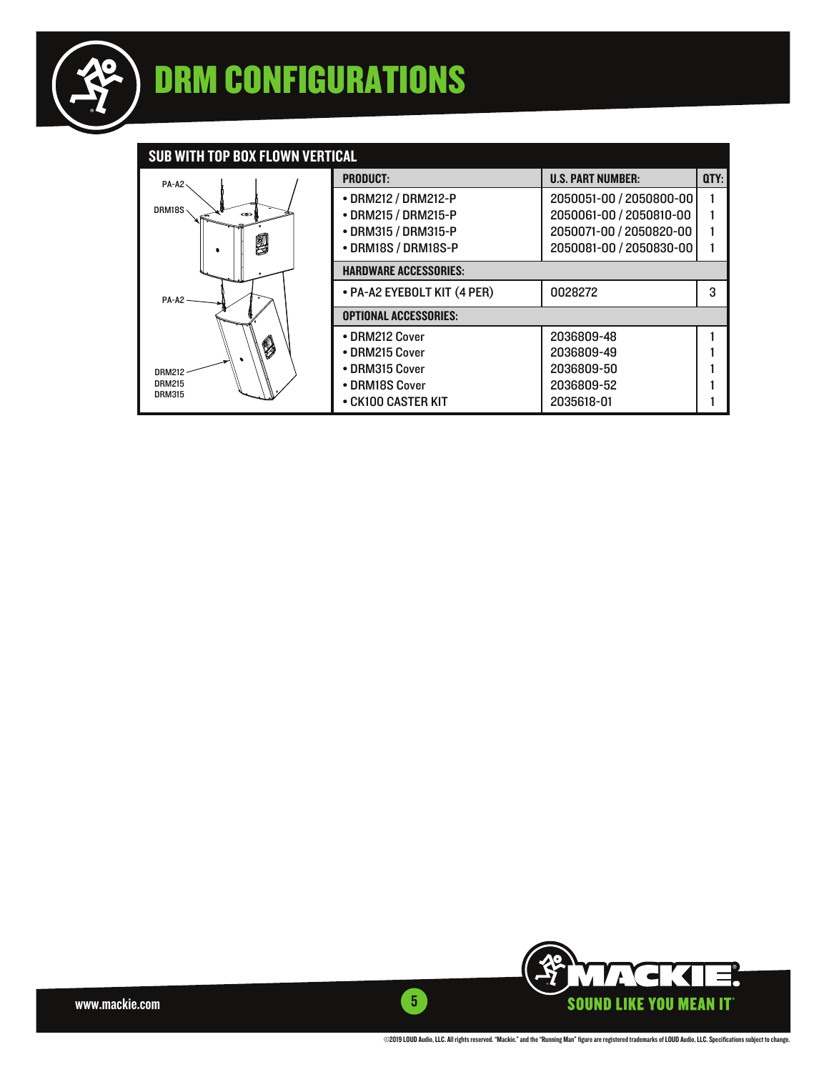# DRM CONFIGURATIONS

## SUB WITH TOP BOX FLOWN VERTICAL

PA-A2

DRM18S

PA-A2

DRM212
DRM215
DRM315

| PRODUCT: | U.S. PART NUMBER: | QTY: |
|---|---|---|
| • DRM212 / DRM212-P | 2050051-00 / 2050800-00 | 1 |
| • DRM215 / DRM215-P | 2050061-00 / 2050810-00 | 1 |
| • DRM315 / DRM315-P | 2050071-00 / 2050820-00 | 1 |
| • DRM18S / DRM18S-P | 2050081-00 / 2050830-00 | 1 |
| **HARDWARE ACCESSORIES:** | | |
| • PA-A2 EYEBOLT KIT (4 PER) | 0028272 | 3 |
| **OPTIONAL ACCESSORIES:** | | |
| • DRM212 Cover | 2036809-48 | 1 |
| • DRM215 Cover | 2036809-49 | 1 |
| • DRM315 Cover | 2036809-50 | 1 |
| • DRM18S Cover | 2036809-52 | 1 |
| • CK100 CASTER KIT | 2035618-01 | 1 |

www.mackie.com

MACKIE. SOUND LIKE YOU MEAN IT®

©2019 LOUD Audio, LLC. All rights reserved. "Mackie." and the "Running Man" figure are registered trademarks of LOUD Audio, LLC. Specifications subject to change.